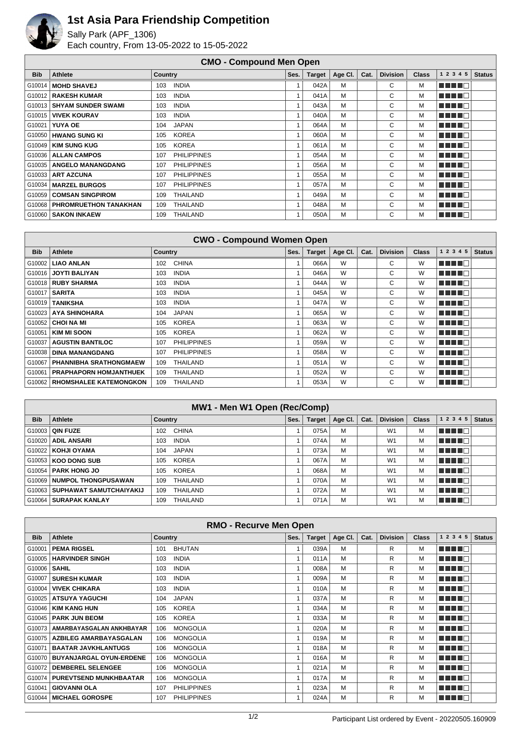# 1st Asia Para Friendship Competition

Sally Park (APF_1306)

Each country, From 13-05-2022 to 15-05-2022

## CMO - Compound Men Open

| Bib | Athlete | Country | | Ses. | Target | Age Cl. | Cat. | Division | Class | 1 2 3 4 5 | Status |
|---|---|---|---|---|---|---|---|---|---|---|---|
| G10014 | **MOHD SHAVEJ** | 103 | INDIA | 1 | 042A | M | | C | M | ■■■■□ | |
| G10012 | **RAKESH KUMAR** | 103 | INDIA | 1 | 041A | M | | C | M | ■■■■□ | |
| G10013 | **SHYAM SUNDER SWAMI** | 103 | INDIA | 1 | 043A | M | | C | M | ■■■■□ | |
| G10015 | **VIVEK KOURAV** | 103 | INDIA | 1 | 040A | M | | C | M | ■■■■□ | |
| G10021 | **YUYA OE** | 104 | JAPAN | 1 | 064A | M | | C | M | ■■■■□ | |
| G10050 | **HWANG SUNG KI** | 105 | KOREA | 1 | 060A | M | | C | M | ■■■■□ | |
| G10049 | **KIM SUNG KUG** | 105 | KOREA | 1 | 061A | M | | C | M | ■■■■□ | |
| G10036 | **ALLAN CAMPOS** | 107 | PHILIPPINES | 1 | 054A | M | | C | M | ■■■■□ | |
| G10035 | **ANGELO MANANGDANG** | 107 | PHILIPPINES | 1 | 056A | M | | C | M | ■■■■□ | |
| G10033 | **ART AZCUNA** | 107 | PHILIPPINES | 1 | 055A | M | | C | M | ■■■■□ | |
| G10034 | **MARZEL BURGOS** | 107 | PHILIPPINES | 1 | 057A | M | | C | M | ■■■■□ | |
| G10059 | **COMSAN SINGPIROM** | 109 | THAILAND | 1 | 049A | M | | C | M | ■■■■□ | |
| G10068 | **PHROMRUETHON TANAKHAN** | 109 | THAILAND | 1 | 048A | M | | C | M | ■■■■□ | |
| G10060 | **SAKON INKAEW** | 109 | THAILAND | 1 | 050A | M | | C | M | ■■■■□ | |

## CWO - Compound Women Open

| Bib | Athlete | Country | | Ses. | Target | Age Cl. | Cat. | Division | Class | 1 2 3 4 5 | Status |
|---|---|---|---|---|---|---|---|---|---|---|---|
| G10002 | **LIAO ANLAN** | 102 | CHINA | 1 | 066A | W | | C | W | ■■■■□ | |
| G10016 | **JOYTI BALIYAN** | 103 | INDIA | 1 | 046A | W | | C | W | ■■■■□ | |
| G10018 | **RUBY SHARMA** | 103 | INDIA | 1 | 044A | W | | C | W | ■■■■□ | |
| G10017 | **SARITA** | 103 | INDIA | 1 | 045A | W | | C | W | ■■■■□ | |
| G10019 | **TANIKSHA** | 103 | INDIA | 1 | 047A | W | | C | W | ■■■■□ | |
| G10023 | **AYA SHINOHARA** | 104 | JAPAN | 1 | 065A | W | | C | W | ■■■■□ | |
| G10052 | **CHOI NA MI** | 105 | KOREA | 1 | 063A | W | | C | W | ■■■■□ | |
| G10051 | **KIM MI SOON** | 105 | KOREA | 1 | 062A | W | | C | W | ■■■■□ | |
| G10037 | **AGUSTIN BANTILOC** | 107 | PHILIPPINES | 1 | 059A | W | | C | W | ■■■■□ | |
| G10038 | **DINA MANANGDANG** | 107 | PHILIPPINES | 1 | 058A | W | | C | W | ■■■■□ | |
| G10067 | **PHANNIBHA SRATHONGMAEW** | 109 | THAILAND | 1 | 051A | W | | C | W | ■■■■□ | |
| G10061 | **PRAPHAPORN HOMJANTHUEK** | 109 | THAILAND | 1 | 052A | W | | C | W | ■■■■□ | |
| G10062 | **RHOMSHALEE KATEMONGKON** | 109 | THAILAND | 1 | 053A | W | | C | W | ■■■■□ | |

## MW1 - Men W1 Open (Rec/Comp)

| Bib | Athlete | Country | | Ses. | Target | Age Cl. | Cat. | Division | Class | 1 2 3 4 5 | Status |
|---|---|---|---|---|---|---|---|---|---|---|---|
| G10003 | **QIN FUZE** | 102 | CHINA | 1 | 075A | M | | W1 | M | ■■■■□ | |
| G10020 | **ADIL ANSARI** | 103 | INDIA | 1 | 074A | M | | W1 | M | ■■■■□ | |
| G10022 | **KOHJI OYAMA** | 104 | JAPAN | 1 | 073A | M | | W1 | M | ■■■■□ | |
| G10053 | **KOO DONG SUB** | 105 | KOREA | 1 | 067A | M | | W1 | M | ■■■■□ | |
| G10054 | **PARK HONG JO** | 105 | KOREA | 1 | 068A | M | | W1 | M | ■■■■□ | |
| G10069 | **NUMPOL THONGPUSAWAN** | 109 | THAILAND | 1 | 070A | M | | W1 | M | ■■■■□ | |
| G10063 | **SUPHAWAT SAMUTCHAIYAKIJ** | 109 | THAILAND | 1 | 072A | M | | W1 | M | ■■■■□ | |
| G10064 | **SURAPAK KANLAY** | 109 | THAILAND | 1 | 071A | M | | W1 | M | ■■■■□ | |

## RMO - Recurve Men Open

| Bib | Athlete | Country | | Ses. | Target | Age Cl. | Cat. | Division | Class | 1 2 3 4 5 | Status |
|---|---|---|---|---|---|---|---|---|---|---|---|
| G10001 | **PEMA RIGSEL** | 101 | BHUTAN | 1 | 039A | M | | R | M | ■■■■□ | |
| G10005 | **HARVINDER SINGH** | 103 | INDIA | 1 | 011A | M | | R | M | ■■■■□ | |
| G10006 | **SAHIL** | 103 | INDIA | 1 | 008A | M | | R | M | ■■■■□ | |
| G10007 | **SURESH KUMAR** | 103 | INDIA | 1 | 009A | M | | R | M | ■■■■□ | |
| G10004 | **VIVEK CHIKARA** | 103 | INDIA | 1 | 010A | M | | R | M | ■■■■□ | |
| G10025 | **ATSUYA YAGUCHI** | 104 | JAPAN | 1 | 037A | M | | R | M | ■■■■□ | |
| G10046 | **KIM KANG HUN** | 105 | KOREA | 1 | 034A | M | | R | M | ■■■■□ | |
| G10045 | **PARK JUN BEOM** | 105 | KOREA | 1 | 033A | M | | R | M | ■■■■□ | |
| G10073 | **AMARBAYASGALAN ANKHBAYAR** | 106 | MONGOLIA | 1 | 020A | M | | R | M | ■■■■□ | |
| G10075 | **AZBILEG AMARBAYASGALAN** | 106 | MONGOLIA | 1 | 019A | M | | R | M | ■■■■□ | |
| G10071 | **BAATAR JAVKHLANTUGS** | 106 | MONGOLIA | 1 | 018A | M | | R | M | ■■■■□ | |
| G10070 | **BUYANJARGAL OYUN-ERDENE** | 106 | MONGOLIA | 1 | 016A | M | | R | M | ■■■■□ | |
| G10072 | **DEMBEREL SELENGEE** | 106 | MONGOLIA | 1 | 021A | M | | R | M | ■■■■□ | |
| G10074 | **PUREVTSEND MUNKHBAATAR** | 106 | MONGOLIA | 1 | 017A | M | | R | M | ■■■■□ | |
| G10041 | **GIOVANNI OLA** | 107 | PHILIPPINES | 1 | 023A | M | | R | M | ■■■■□ | |
| G10044 | **MICHAEL GOROSPE** | 107 | PHILIPPINES | 1 | 024A | M | | R | M | ■■■■□ | |

Participant List ordered by Event - 20220505.160909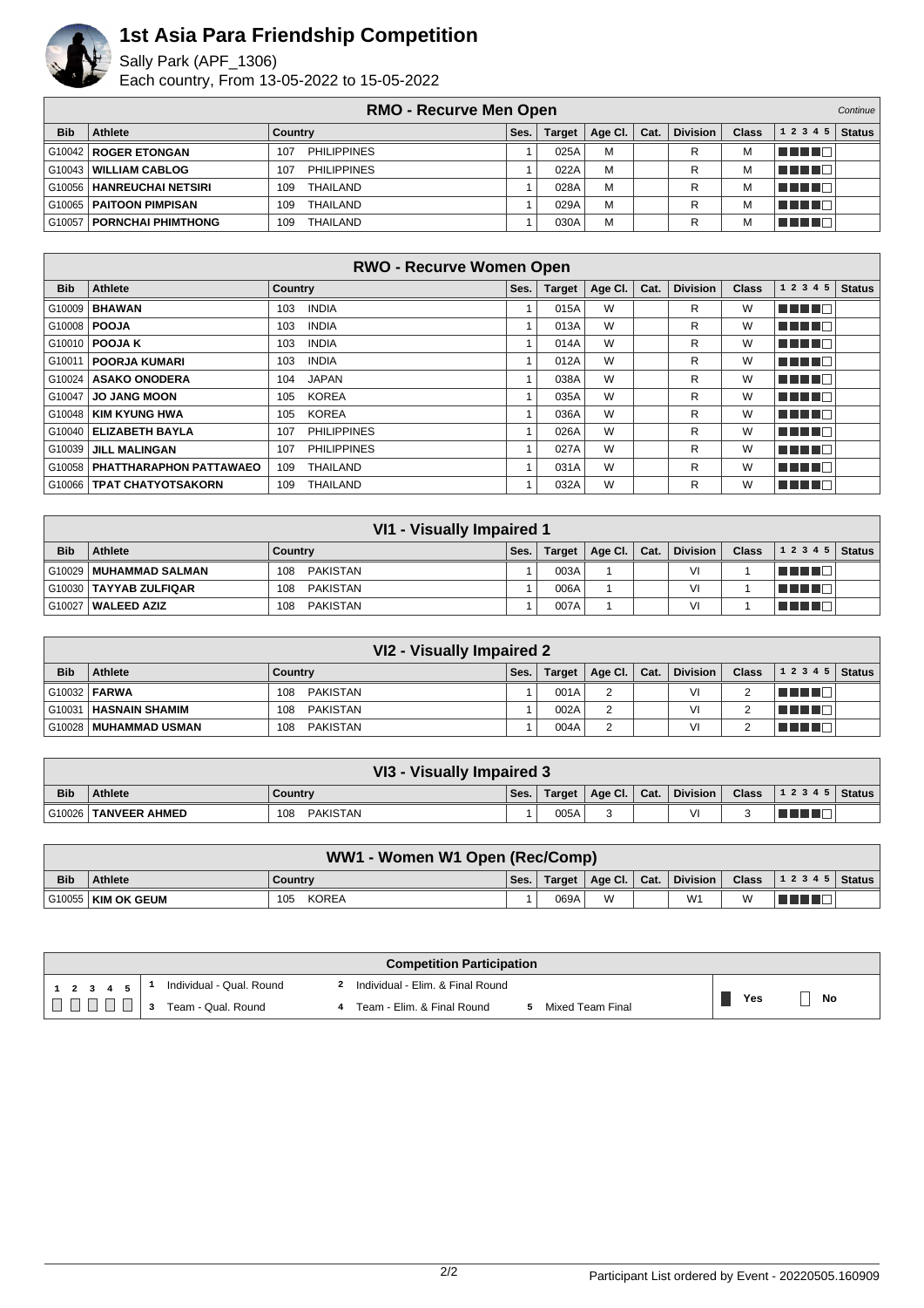# 1st Asia Para Friendship Competition

Sally Park (APF_1306)
Each country, From 13-05-2022 to 15-05-2022

## RMO - Recurve Men Open

*Continue*

| Bib | Athlete | Country | Ses. | Target | Age Cl. | Cat. | Division | Class | 1 2 3 4 5 | Status |
|---|---|---|---|---|---|---|---|---|---|---|
| G10042 | **ROGER ETONGAN** | 107 PHILIPPINES | 1 | 025A | M | | R | M | ■■■■□ | |
| G10043 | **WILLIAM CABLOG** | 107 PHILIPPINES | 1 | 022A | M | | R | M | ■■■■□ | |
| G10056 | **HANREUCHAI NETSIRI** | 109 THAILAND | 1 | 028A | M | | R | M | ■■■■□ | |
| G10065 | **PAITOON PIMPISAN** | 109 THAILAND | 1 | 029A | M | | R | M | ■■■■□ | |
| G10057 | **PORNCHAI PHIMTHONG** | 109 THAILAND | 1 | 030A | M | | R | M | ■■■■□ | |

## RWO - Recurve Women Open

| Bib | Athlete | Country | Ses. | Target | Age Cl. | Cat. | Division | Class | 1 2 3 4 5 | Status |
|---|---|---|---|---|---|---|---|---|---|---|
| G10009 | **BHAWAN** | 103 INDIA | 1 | 015A | W | | R | W | ■■■■□ | |
| G10008 | **POOJA** | 103 INDIA | 1 | 013A | W | | R | W | ■■■■□ | |
| G10010 | **POOJA K** | 103 INDIA | 1 | 014A | W | | R | W | ■■■■□ | |
| G10011 | **POORJA KUMARI** | 103 INDIA | 1 | 012A | W | | R | W | ■■■■□ | |
| G10024 | **ASAKO ONODERA** | 104 JAPAN | 1 | 038A | W | | R | W | ■■■■□ | |
| G10047 | **JO JANG MOON** | 105 KOREA | 1 | 035A | W | | R | W | ■■■■□ | |
| G10048 | **KIM KYUNG HWA** | 105 KOREA | 1 | 036A | W | | R | W | ■■■■□ | |
| G10040 | **ELIZABETH BAYLA** | 107 PHILIPPINES | 1 | 026A | W | | R | W | ■■■■□ | |
| G10039 | **JILL MALINGAN** | 107 PHILIPPINES | 1 | 027A | W | | R | W | ■■■■□ | |
| G10058 | **PHATTHARAPHON PATTAWAEO** | 109 THAILAND | 1 | 031A | W | | R | W | ■■■■□ | |
| G10066 | **TPAT CHATYOTSAKORN** | 109 THAILAND | 1 | 032A | W | | R | W | ■■■■□ | |

## VI1 - Visually Impaired 1

| Bib | Athlete | Country | Ses. | Target | Age Cl. | Cat. | Division | Class | 1 2 3 4 5 | Status |
|---|---|---|---|---|---|---|---|---|---|---|
| G10029 | **MUHAMMAD SALMAN** | 108 PAKISTAN | 1 | 003A | 1 | | VI | 1 | ■■■■□ | |
| G10030 | **TAYYAB ZULFIQAR** | 108 PAKISTAN | 1 | 006A | 1 | | VI | 1 | ■■■■□ | |
| G10027 | **WALEED AZIZ** | 108 PAKISTAN | 1 | 007A | 1 | | VI | 1 | ■■■■□ | |

## VI2 - Visually Impaired 2

| Bib | Athlete | Country | Ses. | Target | Age Cl. | Cat. | Division | Class | 1 2 3 4 5 | Status |
|---|---|---|---|---|---|---|---|---|---|---|
| G10032 | **FARWA** | 108 PAKISTAN | 1 | 001A | 2 | | VI | 2 | ■■■■□ | |
| G10031 | **HASNAIN SHAMIM** | 108 PAKISTAN | 1 | 002A | 2 | | VI | 2 | ■■■■□ | |
| G10028 | **MUHAMMAD USMAN** | 108 PAKISTAN | 1 | 004A | 2 | | VI | 2 | ■■■■□ | |

## VI3 - Visually Impaired 3

| Bib | Athlete | Country | Ses. | Target | Age Cl. | Cat. | Division | Class | 1 2 3 4 5 | Status |
|---|---|---|---|---|---|---|---|---|---|---|
| G10026 | **TANVEER AHMED** | 108 PAKISTAN | 1 | 005A | 3 | | VI | 3 | ■■■■□ | |

## WW1 - Women W1 Open (Rec/Comp)

| Bib | Athlete | Country | Ses. | Target | Age Cl. | Cat. | Division | Class | 1 2 3 4 5 | Status |
|---|---|---|---|---|---|---|---|---|---|---|
| G10055 | **KIM OK GEUM** | 105 KOREA | 1 | 069A | W | | W1 | W | ■■■■□ | |

## Competition Participation

| 1 2 3 4 5 | | | | |
|---|---|---|---|---|
| □□□□□ | 1 Individual - Qual. Round | 2 Individual - Elim. & Final Round | | ■ Yes □ No |
| | 3 Team - Qual. Round | 4 Team - Elim. & Final Round | 5 Mixed Team Final | |

Participant List ordered by Event - 20220505.160909